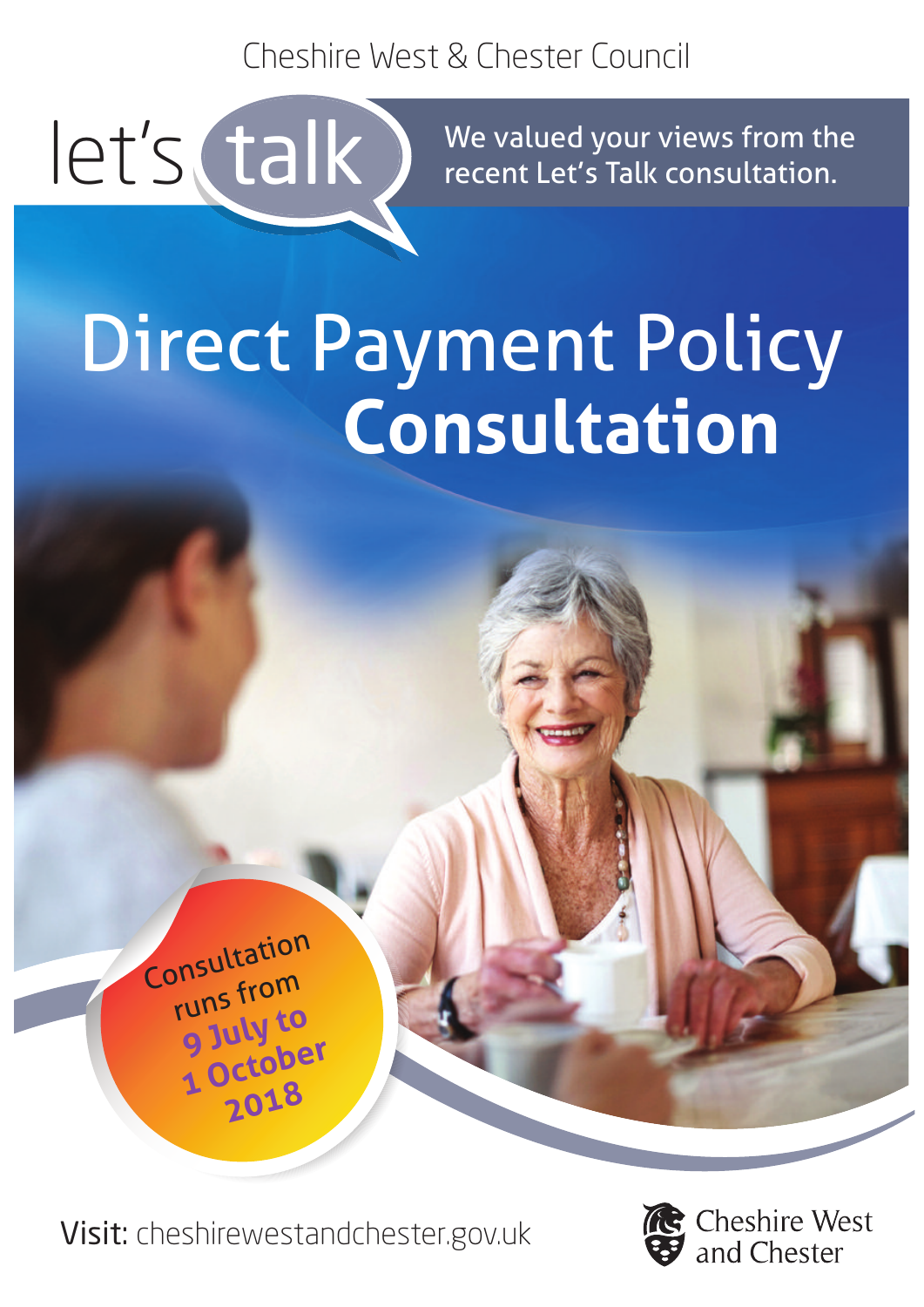Cheshire West & Chester Council

let's talk

We valued your views from the recent Let's Talk consultation.

# Direct Payment Policy **Consultation**

Consultation runs from **9 July to 1 October 2018**

Visit: cheshirewestandchester.gov.uk

Cheshire West and Chester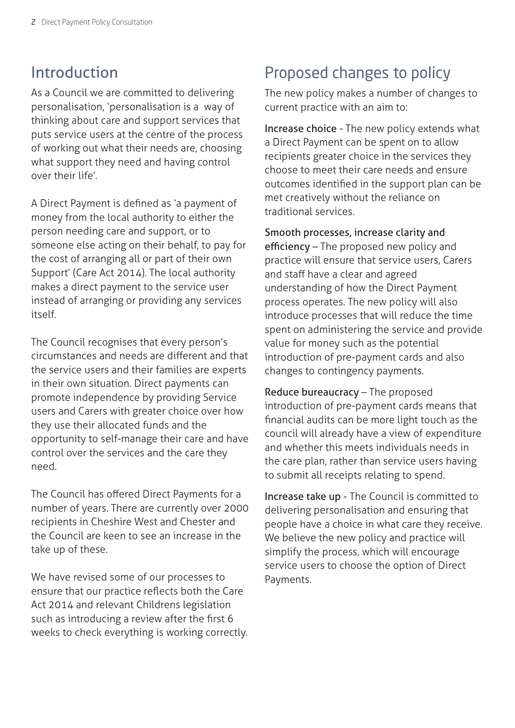## Introduction

As a Council we are committed to delivering personalisation, 'personalisation is a way of thinking about care and support services that puts service users at the centre of the process of working out what their needs are, choosing what support they need and having control over their life'.

A Direct Payment is defined as 'a payment of money from the local authority to either the person needing care and support, or to someone else acting on their behalf, to pay for the cost of arranging all or part of their own Support' (Care Act 2014). The local authority makes a direct payment to the service user instead of arranging or providing any services itself.

The Council recognises that every person's circumstances and needs are different and that the service users and their families are experts in their own situation. Direct payments can promote independence by providing Service users and Carers with greater choice over how they use their allocated funds and the opportunity to self-manage their care and have control over the services and the care they need.

The Council has offered Direct Payments for a number of years. There are currently over 2000 recipients in Cheshire West and Chester and the Council are keen to see an increase in the take up of these.

We have revised some of our processes to ensure that our practice reflects both the Care Act 2014 and relevant Childrens legislation such as introducing a review after the first 6 weeks to check everything is working correctly.

## Proposed changes to policy

The new policy makes a number of changes to current practice with an aim to:

**Increase choice** - The new policy extends what a Direct Payment can be spent on to allow recipients greater choice in the services they choose to meet their care needs and ensure outcomes identified in the support plan can be met creatively without the reliance on traditional services.

**Smooth processes, increase clarity and efficiency** – The proposed new policy and practice will ensure that service users, Carers and staff have a clear and agreed understanding of how the Direct Payment process operates. The new policy will also introduce processes that will reduce the time spent on administering the service and provide value for money such as the potential introduction of pre-payment cards and also changes to contingency payments.

**Reduce bureaucracy** – The proposed introduction of pre-payment cards means that financial audits can be more light touch as the council will already have a view of expenditure and whether this meets individuals needs in the care plan, rather than service users having to submit all receipts relating to spend.

**Increase take up** - The Council is committed to delivering personalisation and ensuring that people have a choice in what care they receive. We believe the new policy and practice will simplify the process, which will encourage service users to choose the option of Direct Payments.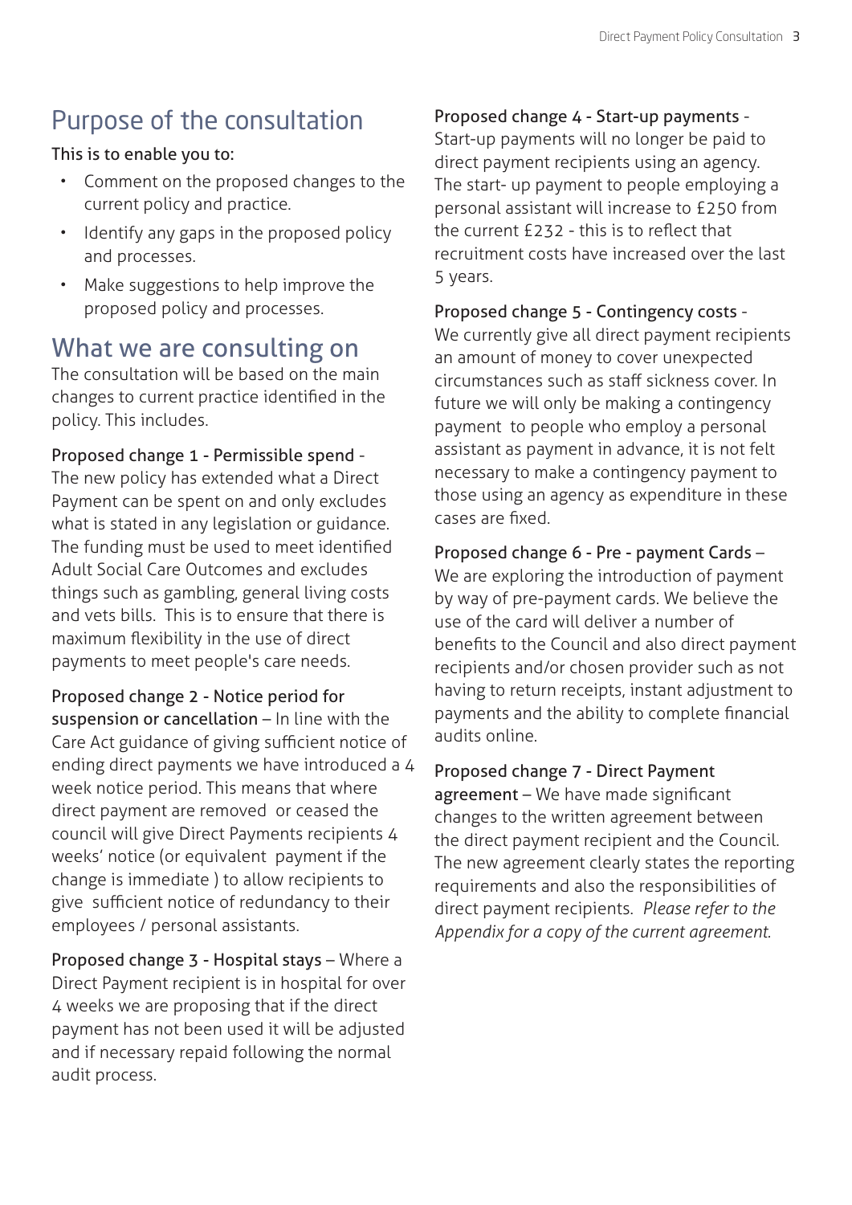## Purpose of the consultation

This is to enable you to:

- Comment on the proposed changes to the current policy and practice.
- Identify any gaps in the proposed policy and processes.
- Make suggestions to help improve the proposed policy and processes.

## What we are consulting on

The consultation will be based on the main changes to current practice identified in the policy. This includes.

**Proposed change 1 - Permissible spend** - The new policy has extended what a Direct Payment can be spent on and only excludes what is stated in any legislation or guidance. The funding must be used to meet identified Adult Social Care Outcomes and excludes things such as gambling, general living costs and vets bills. This is to ensure that there is maximum flexibility in the use of direct payments to meet people's care needs.

**Proposed change 2 - Notice period for suspension or cancellation** – In line with the Care Act guidance of giving sufficient notice of ending direct payments we have introduced a 4 week notice period. This means that where direct payment are removed or ceased the council will give Direct Payments recipients 4 weeks' notice (or equivalent payment if the change is immediate ) to allow recipients to give sufficient notice of redundancy to their employees / personal assistants.

**Proposed change 3 - Hospital stays** – Where a Direct Payment recipient is in hospital for over 4 weeks we are proposing that if the direct payment has not been used it will be adjusted and if necessary repaid following the normal audit process.

**Proposed change 4 - Start-up payments** - Start-up payments will no longer be paid to direct payment recipients using an agency. The start- up payment to people employing a personal assistant will increase to £250 from the current £232 - this is to reflect that recruitment costs have increased over the last 5 years.

**Proposed change 5 - Contingency costs** - We currently give all direct payment recipients an amount of money to cover unexpected circumstances such as staff sickness cover. In future we will only be making a contingency payment to people who employ a personal assistant as payment in advance, it is not felt necessary to make a contingency payment to those using an agency as expenditure in these cases are fixed.

**Proposed change 6 - Pre - payment Cards** – We are exploring the introduction of payment by way of pre-payment cards. We believe the use of the card will deliver a number of benefits to the Council and also direct payment recipients and/or chosen provider such as not having to return receipts, instant adjustment to payments and the ability to complete financial audits online.

**Proposed change 7 - Direct Payment agreement** – We have made significant changes to the written agreement between the direct payment recipient and the Council. The new agreement clearly states the reporting requirements and also the responsibilities of direct payment recipients. *Please refer to the Appendix for a copy of the current agreement.*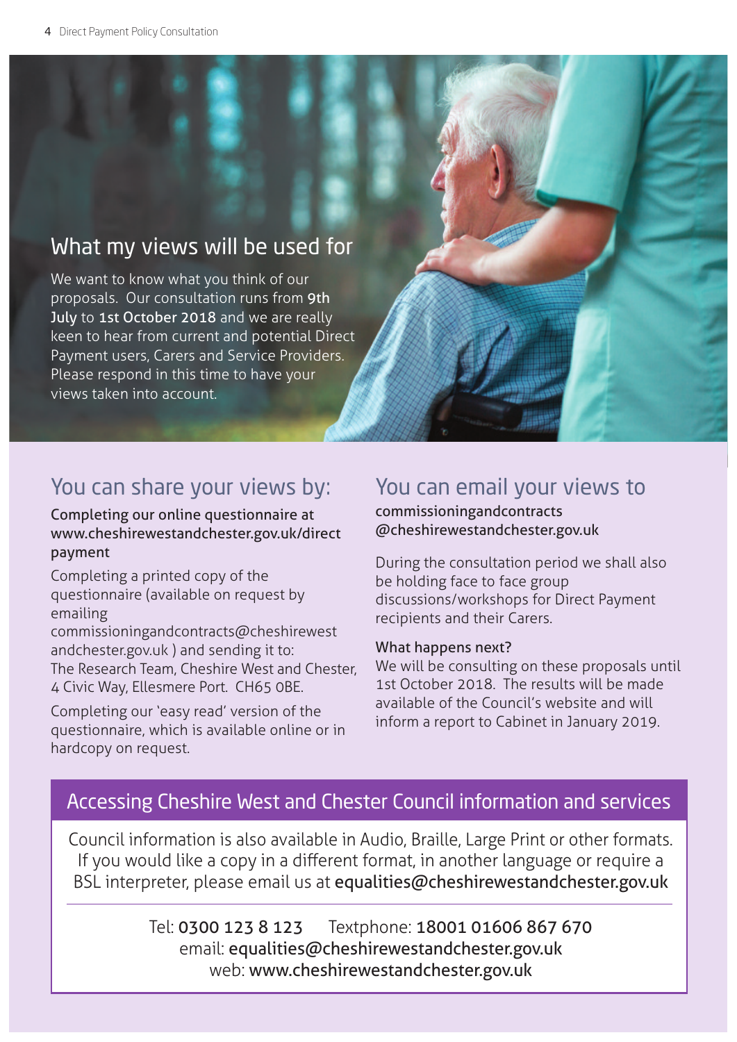## What my views will be used for

We want to know what you think of our proposals. Our consultation runs from **9th July** to **1st October 2018** and we are really keen to hear from current and potential Direct Payment users, Carers and Service Providers. Please respond in this time to have your views taken into account.

## You can share your views by:

Completing our online questionnaire at www.cheshirewestandchester.gov.uk/direct payment

Completing a printed copy of the questionnaire (available on request by emailing commissioningandcontracts@cheshirewestandchester.gov.uk ) and sending it to: The Research Team, Cheshire West and Chester, 4 Civic Way, Ellesmere Port. CH65 0BE.

Completing our 'easy read' version of the questionnaire, which is available online or in hardcopy on request.

## You can email your views to

commissioningandcontracts@cheshirewestandchester.gov.uk

During the consultation period we shall also be holding face to face group discussions/workshops for Direct Payment recipients and their Carers.

**What happens next?**

We will be consulting on these proposals until 1st October 2018. The results will be made available of the Council's website and will inform a report to Cabinet in January 2019.

## Accessing Cheshire West and Chester Council information and services

Council information is also available in Audio, Braille, Large Print or other formats. If you would like a copy in a different format, in another language or require a BSL interpreter, please email us at **equalities@cheshirewestandchester.gov.uk**

Tel: **0300 123 8 123** Textphone: **18001 01606 867 670**
email: **equalities@cheshirewestandchester.gov.uk**
web: **www.cheshirewestandchester.gov.uk**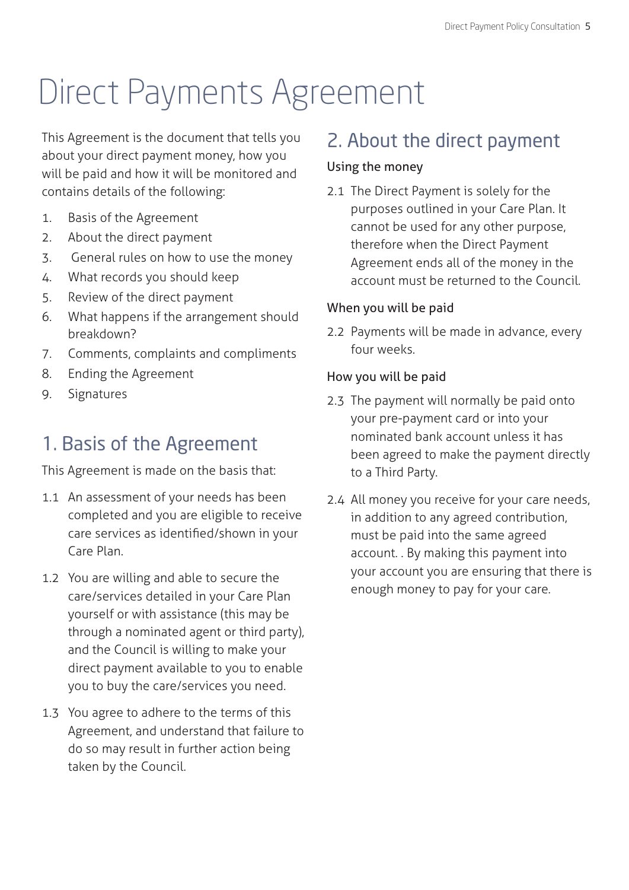# Direct Payments Agreement

This Agreement is the document that tells you about your direct payment money, how you will be paid and how it will be monitored and contains details of the following:

1. Basis of the Agreement
2. About the direct payment
3. General rules on how to use the money
4. What records you should keep
5. Review of the direct payment
6. What happens if the arrangement should breakdown?
7. Comments, complaints and compliments
8. Ending the Agreement
9. Signatures

## 1. Basis of the Agreement

This Agreement is made on the basis that:

1.1 An assessment of your needs has been completed and you are eligible to receive care services as identified/shown in your Care Plan.

1.2 You are willing and able to secure the care/services detailed in your Care Plan yourself or with assistance (this may be through a nominated agent or third party), and the Council is willing to make your direct payment available to you to enable you to buy the care/services you need.

1.3 You agree to adhere to the terms of this Agreement, and understand that failure to do so may result in further action being taken by the Council.

## 2. About the direct payment

### Using the money

2.1 The Direct Payment is solely for the purposes outlined in your Care Plan. It cannot be used for any other purpose, therefore when the Direct Payment Agreement ends all of the money in the account must be returned to the Council.

### When you will be paid

2.2 Payments will be made in advance, every four weeks.

### How you will be paid

2.3 The payment will normally be paid onto your pre-payment card or into your nominated bank account unless it has been agreed to make the payment directly to a Third Party.

2.4 All money you receive for your care needs, in addition to any agreed contribution, must be paid into the same agreed account. . By making this payment into your account you are ensuring that there is enough money to pay for your care.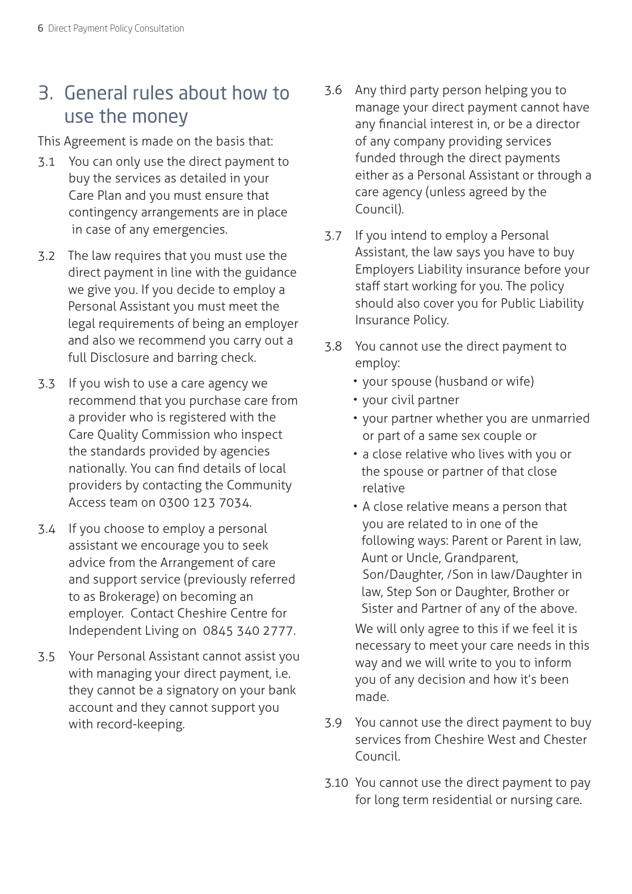## 3. General rules about how to use the money

This Agreement is made on the basis that:

3.1 You can only use the direct payment to buy the services as detailed in your Care Plan and you must ensure that contingency arrangements are in place in case of any emergencies.

3.2 The law requires that you must use the direct payment in line with the guidance we give you. If you decide to employ a Personal Assistant you must meet the legal requirements of being an employer and also we recommend you carry out a full Disclosure and barring check.

3.3 If you wish to use a care agency we recommend that you purchase care from a provider who is registered with the Care Quality Commission who inspect the standards provided by agencies nationally. You can find details of local providers by contacting the Community Access team on 0300 123 7034.

3.4 If you choose to employ a personal assistant we encourage you to seek advice from the Arrangement of care and support service (previously referred to as Brokerage) on becoming an employer. Contact Cheshire Centre for Independent Living on 0845 340 2777.

3.5 Your Personal Assistant cannot assist you with managing your direct payment, i.e. they cannot be a signatory on your bank account and they cannot support you with record-keeping.

3.6 Any third party person helping you to manage your direct payment cannot have any financial interest in, or be a director of any company providing services funded through the direct payments either as a Personal Assistant or through a care agency (unless agreed by the Council).

3.7 If you intend to employ a Personal Assistant, the law says you have to buy Employers Liability insurance before your staff start working for you. The policy should also cover you for Public Liability Insurance Policy.

3.8 You cannot use the direct payment to employ:

- your spouse (husband or wife)
- your civil partner
- your partner whether you are unmarried or part of a same sex couple or
- a close relative who lives with you or the spouse or partner of that close relative
- A close relative means a person that you are related to in one of the following ways: Parent or Parent in law, Aunt or Uncle, Grandparent, Son/Daughter, /Son in law/Daughter in law, Step Son or Daughter, Brother or Sister and Partner of any of the above.

We will only agree to this if we feel it is necessary to meet your care needs in this way and we will write to you to inform you of any decision and how it's been made.

3.9 You cannot use the direct payment to buy services from Cheshire West and Chester Council.

3.10 You cannot use the direct payment to pay for long term residential or nursing care.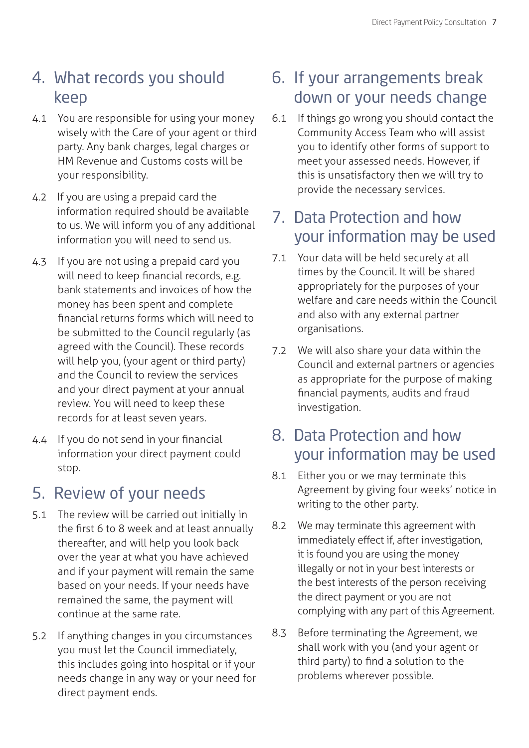## 4. What records you should keep

4.1 You are responsible for using your money wisely with the Care of your agent or third party. Any bank charges, legal charges or HM Revenue and Customs costs will be your responsibility.

4.2 If you are using a prepaid card the information required should be available to us. We will inform you of any additional information you will need to send us.

4.3 If you are not using a prepaid card you will need to keep financial records, e.g. bank statements and invoices of how the money has been spent and complete financial returns forms which will need to be submitted to the Council regularly (as agreed with the Council). These records will help you, (your agent or third party) and the Council to review the services and your direct payment at your annual review. You will need to keep these records for at least seven years.

4.4 If you do not send in your financial information your direct payment could stop.

## 5. Review of your needs

5.1 The review will be carried out initially in the first 6 to 8 week and at least annually thereafter, and will help you look back over the year at what you have achieved and if your payment will remain the same based on your needs. If your needs have remained the same, the payment will continue at the same rate.

5.2 If anything changes in you circumstances you must let the Council immediately, this includes going into hospital or if your needs change in any way or your need for direct payment ends.

## 6. If your arrangements break down or your needs change

6.1 If things go wrong you should contact the Community Access Team who will assist you to identify other forms of support to meet your assessed needs. However, if this is unsatisfactory then we will try to provide the necessary services.

## 7. Data Protection and how your information may be used

7.1 Your data will be held securely at all times by the Council. It will be shared appropriately for the purposes of your welfare and care needs within the Council and also with any external partner organisations.

7.2 We will also share your data within the Council and external partners or agencies as appropriate for the purpose of making financial payments, audits and fraud investigation.

## 8. Data Protection and how your information may be used

8.1 Either you or we may terminate this Agreement by giving four weeks' notice in writing to the other party.

8.2 We may terminate this agreement with immediately effect if, after investigation, it is found you are using the money illegally or not in your best interests or the best interests of the person receiving the direct payment or you are not complying with any part of this Agreement.

8.3 Before terminating the Agreement, we shall work with you (and your agent or third party) to find a solution to the problems wherever possible.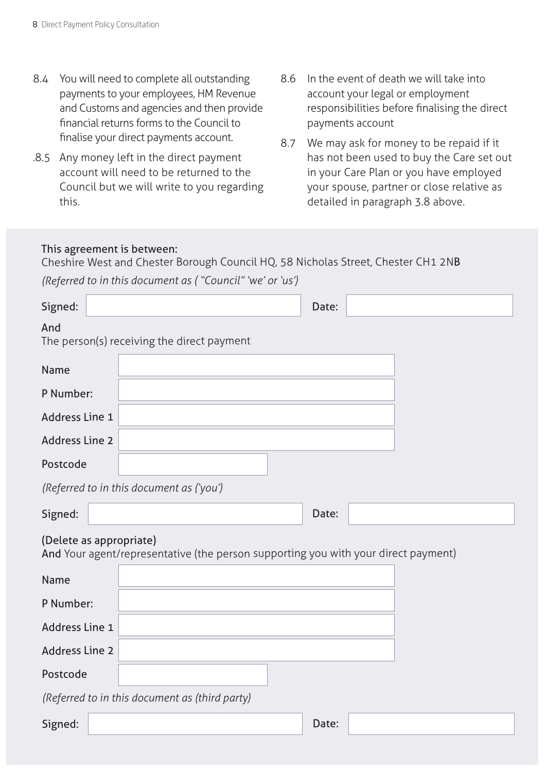8.4 You will need to complete all outstanding payments to your employees, HM Revenue and Customs and agencies and then provide financial returns forms to the Council to finalise your direct payments account.

.8.5 Any money left in the direct payment account will need to be returned to the Council but we will write to you regarding this.

8.6 In the event of death we will take into account your legal or employment responsibilities before finalising the direct payments account

8.7 We may ask for money to be repaid if it has not been used to buy the Care set out in your Care Plan or you have employed your spouse, partner or close relative as detailed in paragraph 3.8 above.

This agreement is between:
Cheshire West and Chester Borough Council HQ, 58 Nicholas Street, Chester CH1 2NB

*(Referred to in this document as ( "Council" 'we' or 'us')*

Signed: ____________________ Date: ____________________

And
The person(s) receiving the direct payment

Name: ____________________

P Number: ____________________

Address Line 1: ____________________

Address Line 2: ____________________

Postcode: ____________________

*(Referred to in this document as ('you')*

Signed: ____________________ Date: ____________________

(Delete as appropriate)
**And** Your agent/representative (the person supporting you with your direct payment)

Name: ____________________

P Number: ____________________

Address Line 1: ____________________

Address Line 2: ____________________

Postcode: ____________________

*(Referred to in this document as (third party)*

Signed: ____________________ Date: ____________________